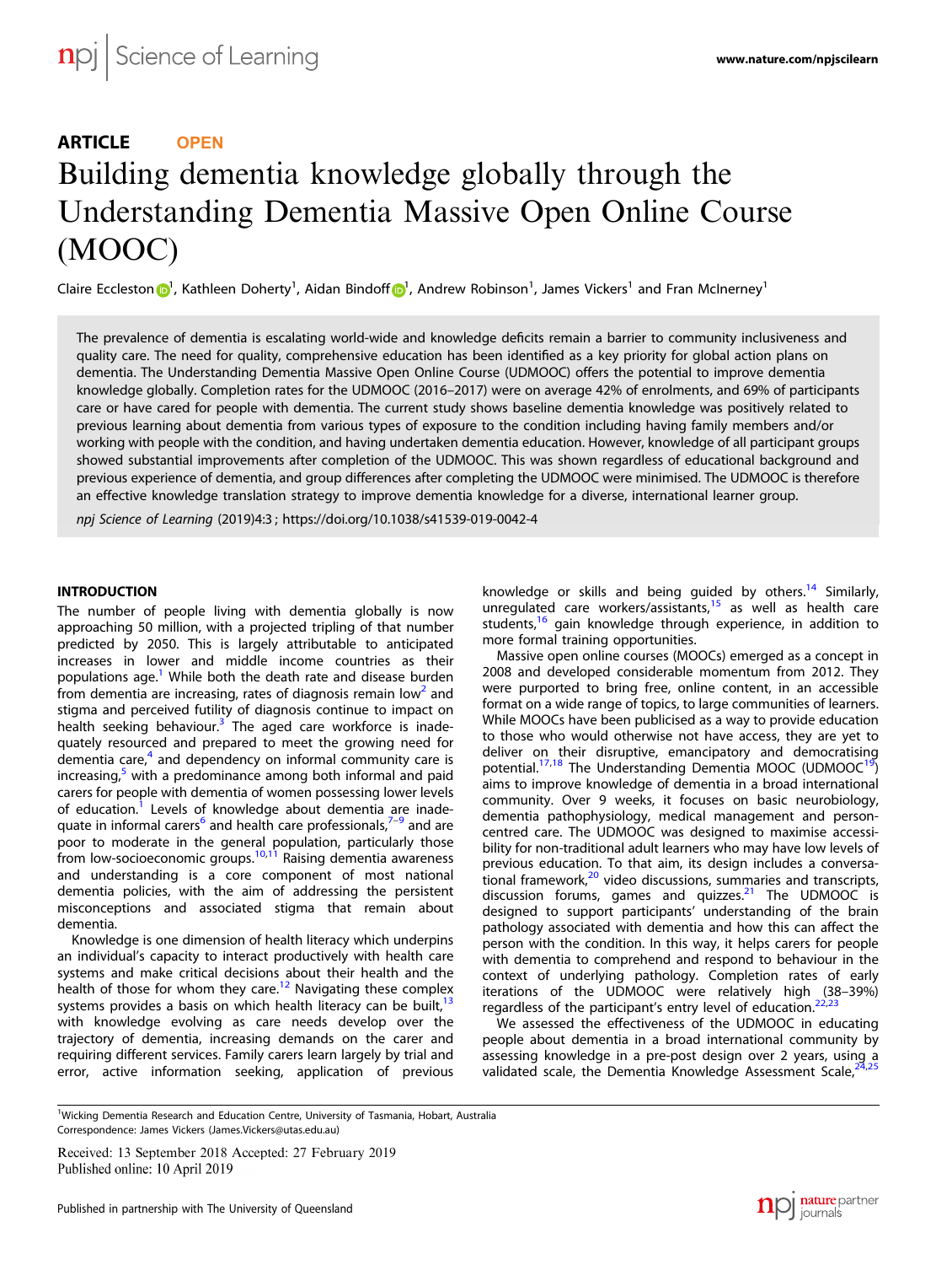ARTICLE OPEN

# Building dementia knowledge globally through the Understanding Dementia Massive Open Online Course (MOOC)

Claire Eccleston[1], Kathleen Doherty[1], Aidan Bindoff[1], Andrew Robinson[1], James Vickers[1] and Fran McInerney[1]

The prevalence of dementia is escalating world-wide and knowledge deficits remain a barrier to community inclusiveness and quality care. The need for quality, comprehensive education has been identified as a key priority for global action plans on dementia. The Understanding Dementia Massive Open Online Course (UDMOOC) offers the potential to improve dementia knowledge globally. Completion rates for the UDMOOC (2016–2017) were on average 42% of enrolments, and 69% of participants care or have cared for people with dementia. The current study shows baseline dementia knowledge was positively related to previous learning about dementia from various types of exposure to the condition including having family members and/or working with people with the condition, and having undertaken dementia education. However, knowledge of all participant groups showed substantial improvements after completion of the UDMOOC. This was shown regardless of educational background and previous experience of dementia, and group differences after completing the UDMOOC were minimised. The UDMOOC is therefore an effective knowledge translation strategy to improve dementia knowledge for a diverse, international learner group.

*npj Science of Learning* (2019)4:3 ; https://doi.org/10.1038/s41539-019-0042-4

## INTRODUCTION

The number of people living with dementia globally is now approaching 50 million, with a projected tripling of that number predicted by 2050. This is largely attributable to anticipated increases in lower and middle income countries as their populations age.[1] While both the death rate and disease burden from dementia are increasing, rates of diagnosis remain low[2] and stigma and perceived futility of diagnosis continue to impact on health seeking behaviour.[3] The aged care workforce is inadequately resourced and prepared to meet the growing need for dementia care,[4] and dependency on informal community care is increasing,[5] with a predominance among both informal and paid carers for people with dementia of women possessing lower levels of education.[1] Levels of knowledge about dementia are inadequate in informal carers[6] and health care professionals,[7–9] and are poor to moderate in the general population, particularly those from low-socioeconomic groups.[10,11] Raising dementia awareness and understanding is a core component of most national dementia policies, with the aim of addressing the persistent misconceptions and associated stigma that remain about dementia.

Knowledge is one dimension of health literacy which underpins an individual's capacity to interact productively with health care systems and make critical decisions about their health and the health of those for whom they care.[12] Navigating these complex systems provides a basis on which health literacy can be built,[13] with knowledge evolving as care needs develop over the trajectory of dementia, increasing demands on the carer and requiring different services. Family carers learn largely by trial and error, active information seeking, application of previous knowledge or skills and being guided by others.[14] Similarly, unregulated care workers/assistants,[15] as well as health care students,[16] gain knowledge through experience, in addition to more formal training opportunities.

Massive open online courses (MOOCs) emerged as a concept in 2008 and developed considerable momentum from 2012. They were purported to bring free, online content, in an accessible format on a wide range of topics, to large communities of learners. While MOOCs have been publicised as a way to provide education to those who would otherwise not have access, they are yet to deliver on their disruptive, emancipatory and democratising potential.[17,18] The Understanding Dementia MOOC (UDMOOC[19]) aims to improve knowledge of dementia in a broad international community. Over 9 weeks, it focuses on basic neurobiology, dementia pathophysiology, medical management and person-centred care. The UDMOOC was designed to maximise accessibility for non-traditional adult learners who may have low levels of previous education. To that aim, its design includes a conversational framework,[20] video discussions, summaries and transcripts, discussion forums, games and quizzes.[21] The UDMOOC is designed to support participants' understanding of the brain pathology associated with dementia and how this can affect the person with the condition. In this way, it helps carers for people with dementia to comprehend and respond to behaviour in the context of underlying pathology. Completion rates of early iterations of the UDMOOC were relatively high (38–39%) regardless of the participant's entry level of education.[22,23]

We assessed the effectiveness of the UDMOOC in educating people about dementia in a broad international community by assessing knowledge in a pre-post design over 2 years, using a validated scale, the Dementia Knowledge Assessment Scale,[24,25]

[1]Wicking Dementia Research and Education Centre, University of Tasmania, Hobart, Australia
Correspondence: James Vickers (James.Vickers@utas.edu.au)

Received: 13 September 2018 Accepted: 27 February 2019
Published online: 10 April 2019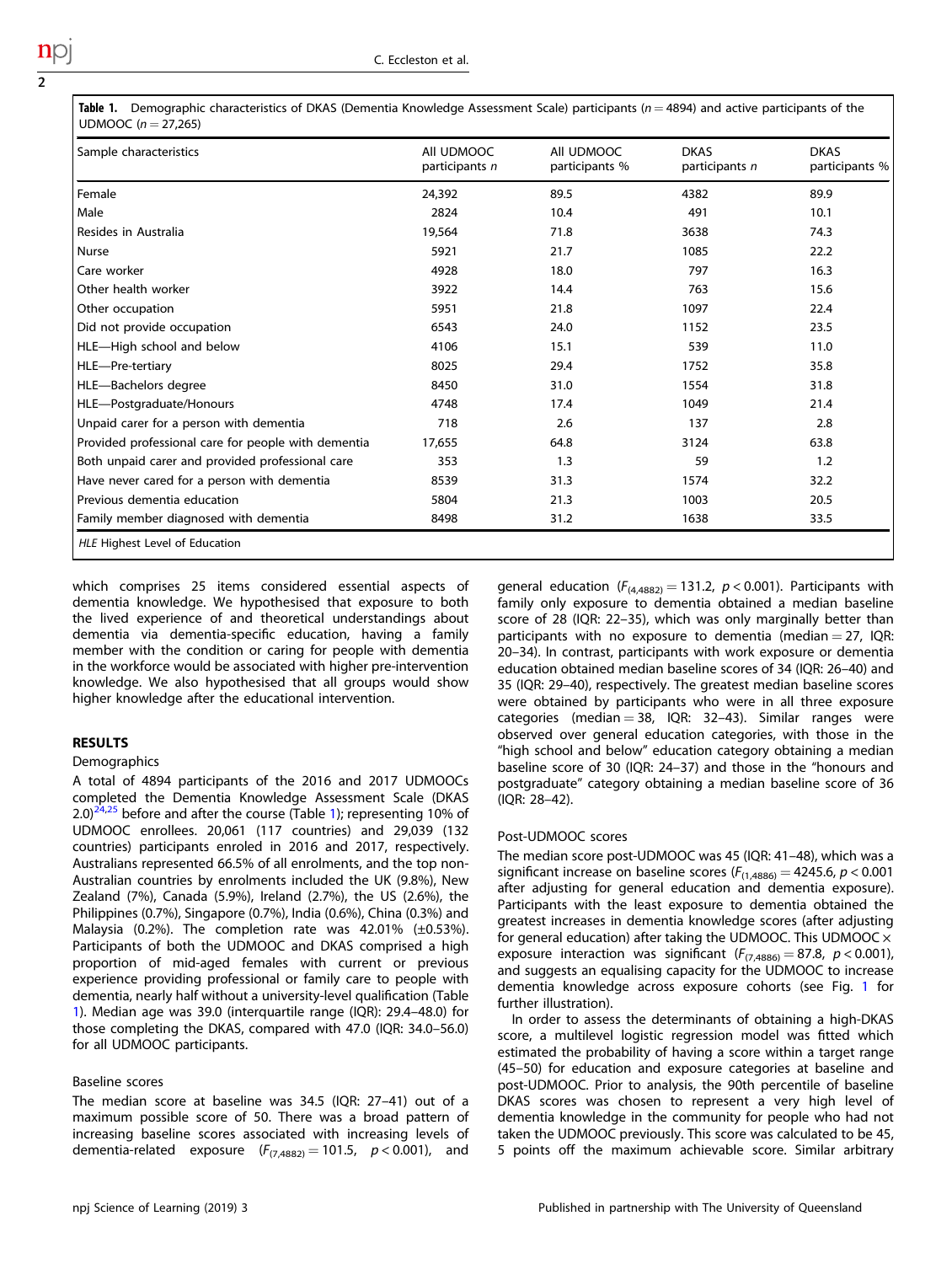**Table 1.** Demographic characteristics of DKAS (Dementia Knowledge Assessment Scale) participants ($n = 4894$) and active participants of the UDMOOC ($n = 27,265$)

| Sample characteristics | All UDMOOC participants *n* | All UDMOOC participants % | DKAS participants *n* | DKAS participants % |
|---|---|---|---|---|
| Female | 24,392 | 89.5 | 4382 | 89.9 |
| Male | 2824 | 10.4 | 491 | 10.1 |
| Resides in Australia | 19,564 | 71.8 | 3638 | 74.3 |
| Nurse | 5921 | 21.7 | 1085 | 22.2 |
| Care worker | 4928 | 18.0 | 797 | 16.3 |
| Other health worker | 3922 | 14.4 | 763 | 15.6 |
| Other occupation | 5951 | 21.8 | 1097 | 22.4 |
| Did not provide occupation | 6543 | 24.0 | 1152 | 23.5 |
| HLE—High school and below | 4106 | 15.1 | 539 | 11.0 |
| HLE—Pre-tertiary | 8025 | 29.4 | 1752 | 35.8 |
| HLE—Bachelors degree | 8450 | 31.0 | 1554 | 31.8 |
| HLE—Postgraduate/Honours | 4748 | 17.4 | 1049 | 21.4 |
| Unpaid carer for a person with dementia | 718 | 2.6 | 137 | 2.8 |
| Provided professional care for people with dementia | 17,655 | 64.8 | 3124 | 63.8 |
| Both unpaid carer and provided professional care | 353 | 1.3 | 59 | 1.2 |
| Have never cared for a person with dementia | 8539 | 31.3 | 1574 | 32.2 |
| Previous dementia education | 5804 | 21.3 | 1003 | 20.5 |
| Family member diagnosed with dementia | 8498 | 31.2 | 1638 | 33.5 |

*HLE* Highest Level of Education

which comprises 25 items considered essential aspects of dementia knowledge. We hypothesised that exposure to both the lived experience of and theoretical understandings about dementia via dementia-specific education, having a family member with the condition or caring for people with dementia in the workforce would be associated with higher pre-intervention knowledge. We also hypothesised that all groups would show higher knowledge after the educational intervention.

## RESULTS

### Demographics

A total of 4894 participants of the 2016 and 2017 UDMOOCs completed the Dementia Knowledge Assessment Scale (DKAS 2.0)[24,25] before and after the course (Table 1); representing 10% of UDMOOC enrollees. 20,061 (117 countries) and 29,039 (132 countries) participants enroled in 2016 and 2017, respectively. Australians represented 66.5% of all enrolments, and the top non-Australian countries by enrolments included the UK (9.8%), New Zealand (7%), Canada (5.9%), Ireland (2.7%), the US (2.6%), the Philippines (0.7%), Singapore (0.7%), India (0.6%), China (0.3%) and Malaysia (0.2%). The completion rate was 42.01% (±0.53%). Participants of both the UDMOOC and DKAS comprised a high proportion of mid-aged females with current or previous experience providing professional or family care to people with dementia, nearly half without a university-level qualification (Table 1). Median age was 39.0 (interquartile range (IQR): 29.4–48.0) for those completing the DKAS, compared with 47.0 (IQR: 34.0–56.0) for all UDMOOC participants.

### Baseline scores

The median score at baseline was 34.5 (IQR: 27–41) out of a maximum possible score of 50. There was a broad pattern of increasing baseline scores associated with increasing levels of dementia-related exposure ($F_{(7,4882)} = 101.5$, $p < 0.001$), and general education ($F_{(4,4882)} = 131.2$, $p < 0.001$). Participants with family only exposure to dementia obtained a median baseline score of 28 (IQR: 22–35), which was only marginally better than participants with no exposure to dementia (median = 27, IQR: 20–34). In contrast, participants with work exposure or dementia education obtained median baseline scores of 34 (IQR: 26–40) and 35 (IQR: 29–40), respectively. The greatest median baseline scores were obtained by participants who were in all three exposure categories (median = 38, IQR: 32–43). Similar ranges were observed over general education categories, with those in the "high school and below" education category obtaining a median baseline score of 30 (IQR: 24–37) and those in the "honours and postgraduate" category obtaining a median baseline score of 36 (IQR: 28–42).

### Post-UDMOOC scores

The median score post-UDMOOC was 45 (IQR: 41–48), which was a significant increase on baseline scores ($F_{(1,4886)} = 4245.6$, $p < 0.001$ after adjusting for general education and dementia exposure). Participants with the least exposure to dementia obtained the greatest increases in dementia knowledge scores (after adjusting for general education) after taking the UDMOOC. This UDMOOC × exposure interaction was significant ($F_{(7,4886)} = 87.8$, $p < 0.001$), and suggests an equalising capacity for the UDMOOC to increase dementia knowledge across exposure cohorts (see Fig. 1 for further illustration).

In order to assess the determinants of obtaining a high-DKAS score, a multilevel logistic regression model was fitted which estimated the probability of having a score within a target range (45–50) for education and exposure categories at baseline and post-UDMOOC. Prior to analysis, the 90th percentile of baseline DKAS scores was chosen to represent a very high level of dementia knowledge in the community for people who had not taken the UDMOOC previously. This score was calculated to be 45, 5 points off the maximum achievable score. Similar arbitrary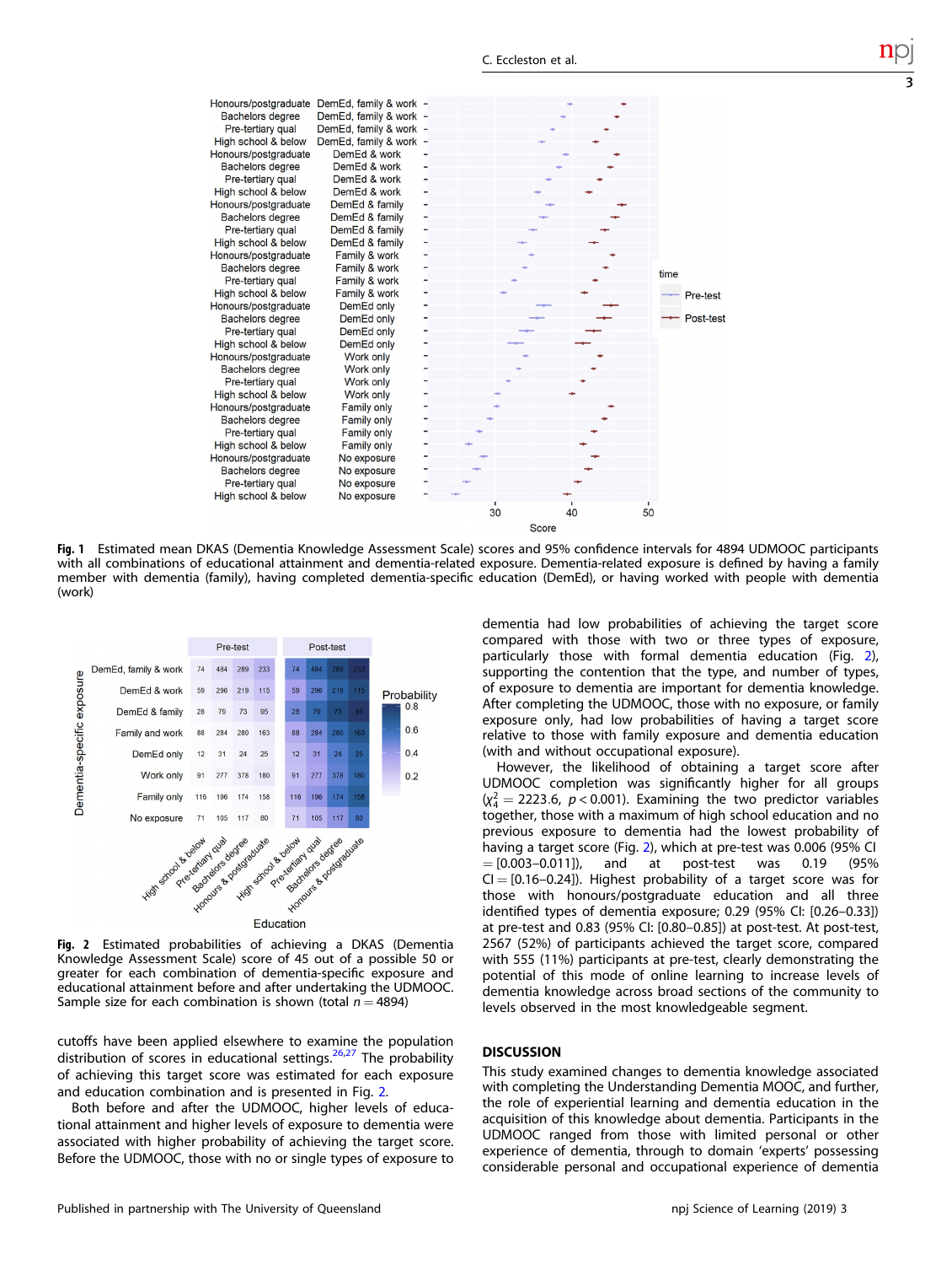**Fig. 1** Estimated mean DKAS (Dementia Knowledge Assessment Scale) scores and 95% confidence intervals for 4894 UDMOOC participants with all combinations of educational attainment and dementia-related exposure. Dementia-related exposure is defined by having a family member with dementia (family), having completed dementia-specific education (DemEd), or having worked with people with dementia (work)

**Fig. 2** Estimated probabilities of achieving a DKAS (Dementia Knowledge Assessment Scale) score of 45 out of a possible 50 or greater for each combination of dementia-specific exposure and educational attainment before and after undertaking the UDMOOC. Sample size for each combination is shown (total $n = 4894$)

cutoffs have been applied elsewhere to examine the population distribution of scores in educational settings.[26,27] The probability of achieving this target score was estimated for each exposure and education combination and is presented in Fig. 2.

Both before and after the UDMOOC, higher levels of educational attainment and higher levels of exposure to dementia were associated with higher probability of achieving the target score. Before the UDMOOC, those with no or single types of exposure to dementia had low probabilities of achieving the target score compared with those with two or three types of exposure, particularly those with formal dementia education (Fig. 2), supporting the contention that the type, and number of types, of exposure to dementia are important for dementia knowledge. After completing the UDMOOC, those with no exposure, or family exposure only, had low probabilities of having a target score relative to those with family exposure and dementia education (with and without occupational exposure).

However, the likelihood of obtaining a target score after UDMOOC completion was significantly higher for all groups ($\chi^2_4 = 2223.6$, $p < 0.001$). Examining the two predictor variables together, those with a maximum of high school education and no previous exposure to dementia had the lowest probability of having a target score (Fig. 2), which at pre-test was 0.006 (95% CI = [0.003–0.011]), and at post-test was 0.19 (95% CI = [0.16–0.24]). Highest probability of a target score was for those with honours/postgraduate education and all three identified types of dementia exposure; 0.29 (95% CI: [0.26–0.33]) at pre-test and 0.83 (95% CI: [0.80–0.85]) at post-test. At post-test, 2567 (52%) of participants achieved the target score, compared with 555 (11%) participants at pre-test, clearly demonstrating the potential of this mode of online learning to increase levels of dementia knowledge across broad sections of the community to levels observed in the most knowledgeable segment.

## DISCUSSION

This study examined changes to dementia knowledge associated with completing the Understanding Dementia MOOC, and further, the role of experiential learning and dementia education in the acquisition of this knowledge about dementia. Participants in the UDMOOC ranged from those with limited personal or other experience of dementia, through to domain 'experts' possessing considerable personal and occupational experience of dementia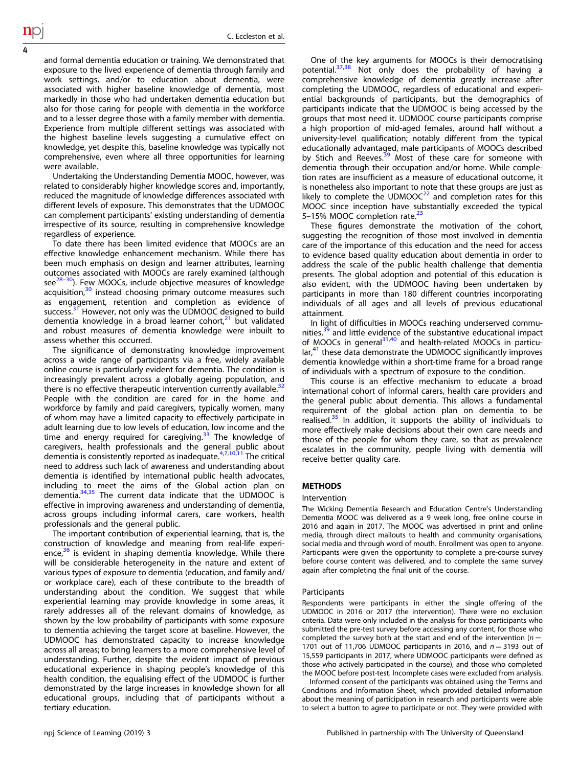and formal dementia education or training. We demonstrated that exposure to the lived experience of dementia through family and work settings, and/or to education about dementia, were associated with higher baseline knowledge of dementia, most markedly in those who had undertaken dementia education but also for those caring for people with dementia in the workforce and to a lesser degree those with a family member with dementia. Experience from multiple different settings was associated with the highest baseline levels suggesting a cumulative effect on knowledge, yet despite this, baseline knowledge was typically not comprehensive, even where all three opportunities for learning were available.

Undertaking the Understanding Dementia MOOC, however, was related to considerably higher knowledge scores and, importantly, reduced the magnitude of knowledge differences associated with different levels of exposure. This demonstrates that the UDMOOC can complement participants' existing understanding of dementia irrespective of its source, resulting in comprehensive knowledge regardless of experience.

To date there has been limited evidence that MOOCs are an effective knowledge enhancement mechanism. While there has been much emphasis on design and learner attributes, learning outcomes associated with MOOCs are rarely examined (although see[28–30]). Few MOOCs, include objective measures of knowledge acquisition,[30] instead choosing primary outcome measures such as engagement, retention and completion as evidence of success.[31] However, not only was the UDMOOC designed to build dementia knowledge in a broad learner cohort,[21] but validated and robust measures of dementia knowledge were inbuilt to assess whether this occurred.

The significance of demonstrating knowledge improvement across a wide range of participants via a free, widely available online course is particularly evident for dementia. The condition is increasingly prevalent across a globally ageing population, and there is no effective therapeutic intervention currently available.[32] People with the condition are cared for in the home and workforce by family and paid caregivers, typically women, many of whom may have a limited capacity to effectively participate in adult learning due to low levels of education, low income and the time and energy required for caregiving.[33] The knowledge of caregivers, health professionals and the general public about dementia is consistently reported as inadequate.[4,7,10,11] The critical need to address such lack of awareness and understanding about dementia is identified by international public health advocates, including to meet the aims of the Global action plan on dementia.[34,35] The current data indicate that the UDMOOC is effective in improving awareness and understanding of dementia, across groups including informal carers, care workers, health professionals and the general public.

The important contribution of experiential learning, that is, the construction of knowledge and meaning from real-life experience,[36] is evident in shaping dementia knowledge. While there will be considerable heterogeneity in the nature and extent of various types of exposure to dementia (education, and family and/or workplace care), each of these contribute to the breadth of understanding about the condition. We suggest that while experiential learning may provide knowledge in some areas, it rarely addresses all of the relevant domains of knowledge, as shown by the low probability of participants with some exposure to dementia achieving the target score at baseline. However, the UDMOOC has demonstrated capacity to increase knowledge across all areas; to bring learners to a more comprehensive level of understanding. Further, despite the evident impact of previous educational experience in shaping people's knowledge of this health condition, the equalising effect of the UDMOOC is further demonstrated by the large increases in knowledge shown for all educational groups, including that of participants without a tertiary education.

One of the key arguments for MOOCs is their democratising potential.[37,38] Not only does the probability of having a comprehensive knowledge of dementia greatly increase after completing the UDMOOC, regardless of educational and experiential backgrounds of participants, but the demographics of participants indicate that the UDMOOC is being accessed by the groups that most need it. UDMOOC course participants comprise a high proportion of mid-aged females, around half without a university-level qualification; notably different from the typical educationally advantaged, male participants of MOOCs described by Stich and Reeves.[39] Most of these care for someone with dementia through their occupation and/or home. While completion rates are insufficient as a measure of educational outcome, it is nonetheless also important to note that these groups are just as likely to complete the UDMOOC[22] and completion rates for this MOOC since inception have substantially exceeded the typical 5–15% MOOC completion rate.[23]

These figures demonstrate the motivation of the cohort, suggesting the recognition of those most involved in dementia care of the importance of this education and the need for access to evidence based quality education about dementia in order to address the scale of the public health challenge that dementia presents. The global adoption and potential of this education is also evident, with the UDMOOC having been undertaken by participants in more than 180 different countries incorporating individuals of all ages and all levels of previous educational attainment.

In light of difficulties in MOOCs reaching underserved communities,[39] and little evidence of the substantive educational impact of MOOCs in general[31,40] and health-related MOOCs in particular,[41] these data demonstrate the UDMOOC significantly improves dementia knowledge within a short-time frame for a broad range of individuals with a spectrum of exposure to the condition.

This course is an effective mechanism to educate a broad international cohort of informal carers, health care providers and the general public about dementia. This allows a fundamental requirement of the global action plan on dementia to be realised.[35] In addition, it supports the ability of individuals to more effectively make decisions about their own care needs and those of the people for whom they care, so that as prevalence escalates in the community, people living with dementia will receive better quality care.

## METHODS

### Intervention

The Wicking Dementia Research and Education Centre's Understanding Dementia MOOC was delivered as a 9 week long, free online course in 2016 and again in 2017. The MOOC was advertised in print and online media, through direct mailouts to health and community organisations, social media and through word of mouth. Enrollment was open to anyone. Participants were given the opportunity to complete a pre-course survey before course content was delivered, and to complete the same survey again after completing the final unit of the course.

### Participants

Respondents were participants in either the single offering of the UDMOOC in 2016 or 2017 (the intervention). There were no exclusion criteria. Data were only included in the analysis for those participants who submitted the pre-test survey before accessing any content, for those who completed the survey both at the start and end of the intervention ($n = 1701$ out of 11,706 UDMOOC participants in 2016, and $n = 3193$ out of 15,559 participants in 2017, where UDMOOC participants were defined as those who actively participated in the course), and those who completed the MOOC before post-test. Incomplete cases were excluded from analysis.

Informed consent of the participants was obtained using the Terms and Conditions and Information Sheet, which provided detailed information about the meaning of participation in research and participants were able to select a button to agree to participate or not. They were provided with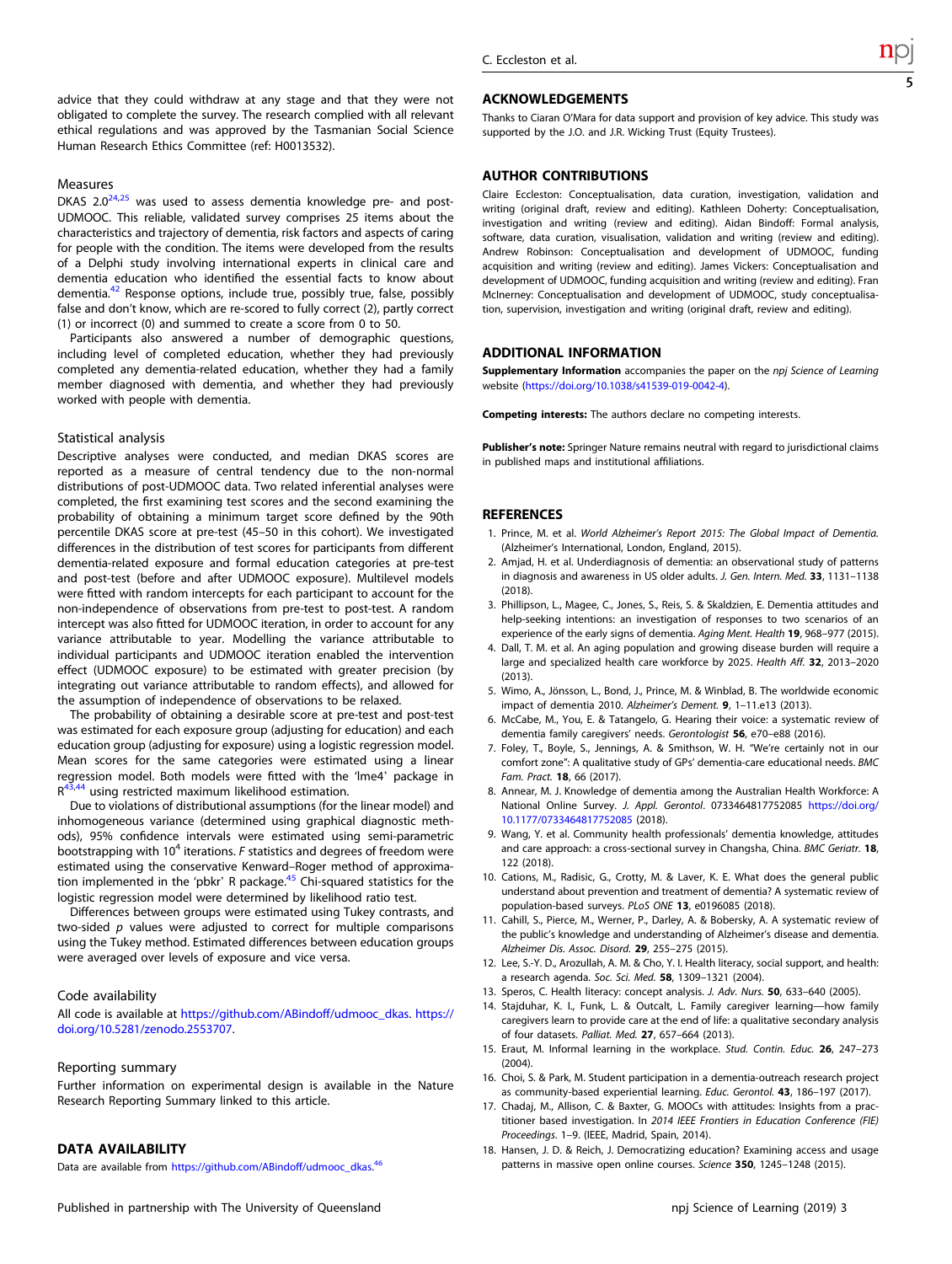advice that they could withdraw at any stage and that they were not obligated to complete the survey. The research complied with all relevant ethical regulations and was approved by the Tasmanian Social Science Human Research Ethics Committee (ref: H0013532).

### Measures

DKAS 2.0[24,25] was used to assess dementia knowledge pre- and post-UDMOOC. This reliable, validated survey comprises 25 items about the characteristics and trajectory of dementia, risk factors and aspects of caring for people with the condition. The items were developed from the results of a Delphi study involving international experts in clinical care and dementia education who identified the essential facts to know about dementia.[42] Response options, include true, possibly true, false, possibly false and don't know, which are re-scored to fully correct (2), partly correct (1) or incorrect (0) and summed to create a score from 0 to 50.

Participants also answered a number of demographic questions, including level of completed education, whether they had previously completed any dementia-related education, whether they had a family member diagnosed with dementia, and whether they had previously worked with people with dementia.

### Statistical analysis

Descriptive analyses were conducted, and median DKAS scores are reported as a measure of central tendency due to the non-normal distributions of post-UDMOOC data. Two related inferential analyses were completed, the first examining test scores and the second examining the probability of obtaining a minimum target score defined by the 90th percentile DKAS score at pre-test (45–50 in this cohort). We investigated differences in the distribution of test scores for participants from different dementia-related exposure and formal education categories at pre-test and post-test (before and after UDMOOC exposure). Multilevel models were fitted with random intercepts for each participant to account for the non-independence of observations from pre-test to post-test. A random intercept was also fitted for UDMOOC iteration, in order to account for any variance attributable to year. Modelling the variance attributable to individual participants and UDMOOC iteration enabled the intervention effect (UDMOOC exposure) to be estimated with greater precision (by integrating out variance attributable to random effects), and allowed for the assumption of independence of observations to be relaxed.

The probability of obtaining a desirable score at pre-test and post-test was estimated for each exposure group (adjusting for education) and each education group (adjusting for exposure) using a logistic regression model. Mean scores for the same categories were estimated using a linear regression model. Both models were fitted with the 'lme4' package in R[43,44] using restricted maximum likelihood estimation.

Due to violations of distributional assumptions (for the linear model) and inhomogeneous variance (determined using graphical diagnostic methods), 95% confidence intervals were estimated using semi-parametric bootstrapping with $10^4$ iterations. *F* statistics and degrees of freedom were estimated using the conservative Kenward–Roger method of approximation implemented in the 'pbkr' R package.[45] Chi-squared statistics for the logistic regression model were determined by likelihood ratio test.

Differences between groups were estimated using Tukey contrasts, and two-sided *p* values were adjusted to correct for multiple comparisons using the Tukey method. Estimated differences between education groups were averaged over levels of exposure and vice versa.

### Code availability

All code is available at https://github.com/ABindoff/udmooc_dkas. https://doi.org/10.5281/zenodo.2553707.

### Reporting summary

Further information on experimental design is available in the Nature Research Reporting Summary linked to this article.

## DATA AVAILABILITY

Data are available from https://github.com/ABindoff/udmooc_dkas.[46]

## ACKNOWLEDGEMENTS

Thanks to Ciaran O'Mara for data support and provision of key advice. This study was supported by the J.O. and J.R. Wicking Trust (Equity Trustees).

## AUTHOR CONTRIBUTIONS

Claire Eccleston: Conceptualisation, data curation, investigation, validation and writing (original draft, review and editing). Kathleen Doherty: Conceptualisation, investigation and writing (review and editing). Aidan Bindoff: Formal analysis, software, data curation, visualisation, validation and writing (review and editing). Andrew Robinson: Conceptualisation and development of UDMOOC, funding acquisition and writing (review and editing). James Vickers: Conceptualisation and development of UDMOOC, funding acquisition and writing (review and editing). Fran McInerney: Conceptualisation and development of UDMOOC, study conceptualisation, supervision, investigation and writing (original draft, review and editing).

## ADDITIONAL INFORMATION

**Supplementary Information** accompanies the paper on the *npj Science of Learning* website (https://doi.org/10.1038/s41539-019-0042-4).

**Competing interests:** The authors declare no competing interests.

**Publisher's note:** Springer Nature remains neutral with regard to jurisdictional claims in published maps and institutional affiliations.

## REFERENCES

1. Prince, M. et al. *World Alzheimer's Report 2015: The Global Impact of Dementia.* (Alzheimer's International, London, England, 2015).
2. Amjad, H. et al. Underdiagnosis of dementia: an observational study of patterns in diagnosis and awareness in US older adults. *J. Gen. Intern. Med.* **33**, 1131–1138 (2018).
3. Phillipson, L., Magee, C., Jones, S., Reis, S. & Skaldzien, E. Dementia attitudes and help-seeking intentions: an investigation of responses to two scenarios of an experience of the early signs of dementia. *Aging Ment. Health* **19**, 968–977 (2015).
4. Dall, T. M. et al. An aging population and growing disease burden will require a large and specialized health care workforce by 2025. *Health Aff.* **32**, 2013–2020 (2013).
5. Wimo, A., Jönsson, L., Bond, J., Prince, M. & Winblad, B. The worldwide economic impact of dementia 2010. *Alzheimer's Dement.* **9**, 1–11.e13 (2013).
6. McCabe, M., You, E. & Tatangelo, G. Hearing their voice: a systematic review of dementia family caregivers' needs. *Gerontologist* **56**, e70–e88 (2016).
7. Foley, T., Boyle, S., Jennings, A. & Smithson, W. H. "We're certainly not in our comfort zone": A qualitative study of GPs' dementia-care educational needs. *BMC Fam. Pract.* **18**, 66 (2017).
8. Annear, M. J. Knowledge of dementia among the Australian Health Workforce: A National Online Survey. *J. Appl. Gerontol*. 0733464817752085 https://doi.org/10.1177/0733464817752085 (2018).
9. Wang, Y. et al. Community health professionals' dementia knowledge, attitudes and care approach: a cross-sectional survey in Changsha, China. *BMC Geriatr.* **18**, 122 (2018).
10. Cations, M., Radisic, G., Crotty, M. & Laver, K. E. What does the general public understand about prevention and treatment of dementia? A systematic review of population-based surveys. *PLoS ONE* **13**, e0196085 (2018).
11. Cahill, S., Pierce, M., Werner, P., Darley, A. & Bobersky, A. A systematic review of the public's knowledge and understanding of Alzheimer's disease and dementia. *Alzheimer Dis. Assoc. Disord.* **29**, 255–275 (2015).
12. Lee, S.-Y. D., Arozullah, A. M. & Cho, Y. I. Health literacy, social support, and health: a research agenda. *Soc. Sci. Med.* **58**, 1309–1321 (2004).
13. Speros, C. Health literacy: concept analysis. *J. Adv. Nurs.* **50**, 633–640 (2005).
14. Stajduhar, K. I., Funk, L. & Outcalt, L. Family caregiver learning—how family caregivers learn to provide care at the end of life: a qualitative secondary analysis of four datasets. *Palliat. Med.* **27**, 657–664 (2013).
15. Eraut, M. Informal learning in the workplace. *Stud. Contin. Educ.* **26**, 247–273 (2004).
16. Choi, S. & Park, M. Student participation in a dementia-outreach research project as community-based experiential learning. *Educ. Gerontol.* **43**, 186–197 (2017).
17. Chadaj, M., Allison, C. & Baxter, G. MOOCs with attitudes: Insights from a practitioner based investigation. In *2014 IEEE Frontiers in Education Conference (FIE) Proceedings*. 1–9. (IEEE, Madrid, Spain, 2014).
18. Hansen, J. D. & Reich, J. Democratizing education? Examining access and usage patterns in massive open online courses. *Science* **350**, 1245–1248 (2015).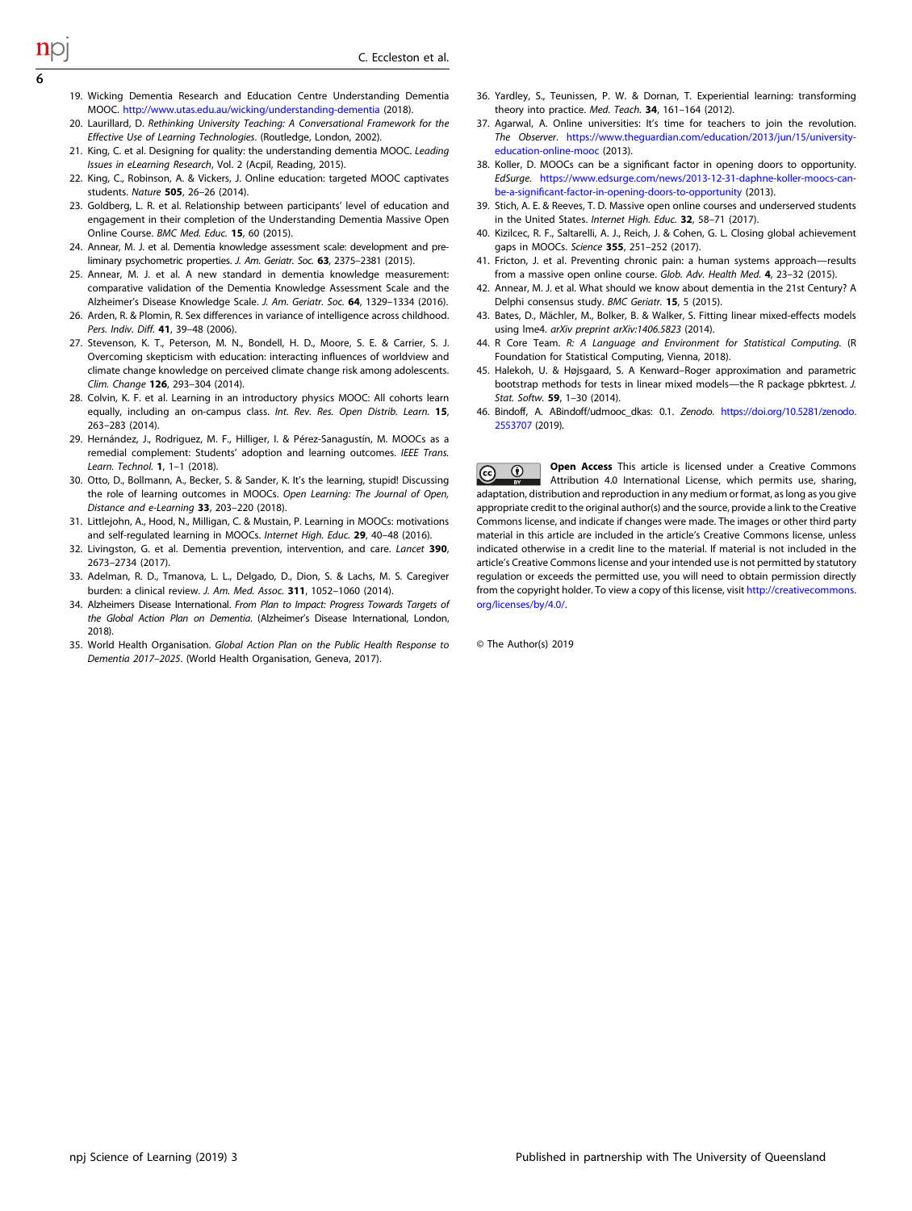19. Wicking Dementia Research and Education Centre Understanding Dementia MOOC. http://www.utas.edu.au/wicking/understanding-dementia (2018).
20. Laurillard, D. *Rethinking University Teaching: A Conversational Framework for the Effective Use of Learning Technologies*. (Routledge, London, 2002).
21. King, C. et al. Designing for quality: the understanding dementia MOOC. *Leading Issues in eLearning Research*, Vol. 2 (Acpil, Reading, 2015).
22. King, C., Robinson, A. & Vickers, J. Online education: targeted MOOC captivates students. *Nature* **505**, 26–26 (2014).
23. Goldberg, L. R. et al. Relationship between participants' level of education and engagement in their completion of the Understanding Dementia Massive Open Online Course. *BMC Med. Educ.* **15**, 60 (2015).
24. Annear, M. J. et al. Dementia knowledge assessment scale: development and preliminary psychometric properties. *J. Am. Geriatr. Soc.* **63**, 2375–2381 (2015).
25. Annear, M. J. et al. A new standard in dementia knowledge measurement: comparative validation of the Dementia Knowledge Assessment Scale and the Alzheimer's Disease Knowledge Scale. *J. Am. Geriatr. Soc.* **64**, 1329–1334 (2016).
26. Arden, R. & Plomin, R. Sex differences in variance of intelligence across childhood. *Pers. Indiv. Diff.* **41**, 39–48 (2006).
27. Stevenson, K. T., Peterson, M. N., Bondell, H. D., Moore, S. E. & Carrier, S. J. Overcoming skepticism with education: interacting influences of worldview and climate change knowledge on perceived climate change risk among adolescents. *Clim. Change* **126**, 293–304 (2014).
28. Colvin, K. F. et al. Learning in an introductory physics MOOC: All cohorts learn equally, including an on-campus class. *Int. Rev. Res. Open Distrib. Learn.* **15**, 263–283 (2014).
29. Hernández, J., Rodriguez, M. F., Hilliger, I. & Pérez-Sanagustín, M. MOOCs as a remedial complement: Students' adoption and learning outcomes. *IEEE Trans. Learn. Technol.* **1**, 1–1 (2018).
30. Otto, D., Bollmann, A., Becker, S. & Sander, K. It's the learning, stupid! Discussing the role of learning outcomes in MOOCs. *Open Learning: The Journal of Open, Distance and e-Learning* **33**, 203–220 (2018).
31. Littlejohn, A., Hood, N., Milligan, C. & Mustain, P. Learning in MOOCs: motivations and self-regulated learning in MOOCs. *Internet High. Educ.* **29**, 40–48 (2016).
32. Livingston, G. et al. Dementia prevention, intervention, and care. *Lancet* **390**, 2673–2734 (2017).
33. Adelman, R. D., Tmanova, L. L., Delgado, D., Dion, S. & Lachs, M. S. Caregiver burden: a clinical review. *J. Am. Med. Assoc.* **311**, 1052–1060 (2014).
34. Alzheimers Disease International. *From Plan to Impact: Progress Towards Targets of the Global Action Plan on Dementia*. (Alzheimer's Disease International, London, 2018).
35. World Health Organisation. *Global Action Plan on the Public Health Response to Dementia 2017–2025*. (World Health Organisation, Geneva, 2017).
36. Yardley, S., Teunissen, P. W. & Dornan, T. Experiential learning: transforming theory into practice. *Med. Teach.* **34**, 161–164 (2012).
37. Agarwal, A. Online universities: It's time for teachers to join the revolution. *The Observer*. https://www.theguardian.com/education/2013/jun/15/university-education-online-mooc (2013).
38. Koller, D. MOOCs can be a significant factor in opening doors to opportunity. *EdSurge*. https://www.edsurge.com/news/2013-12-31-daphne-koller-moocs-can-be-a-significant-factor-in-opening-doors-to-opportunity (2013).
39. Stich, A. E. & Reeves, T. D. Massive open online courses and underserved students in the United States. *Internet High. Educ.* **32**, 58–71 (2017).
40. Kizilcec, R. F., Saltarelli, A. J., Reich, J. & Cohen, G. L. Closing global achievement gaps in MOOCs. *Science* **355**, 251–252 (2017).
41. Fricton, J. et al. Preventing chronic pain: a human systems approach—results from a massive open online course. *Glob. Adv. Health Med.* **4**, 23–32 (2015).
42. Annear, M. J. et al. What should we know about dementia in the 21st Century? A Delphi consensus study. *BMC Geriatr.* **15**, 5 (2015).
43. Bates, D., Mächler, M., Bolker, B. & Walker, S. Fitting linear mixed-effects models using lme4. *arXiv preprint arXiv:1406.5823* (2014).
44. R Core Team. *R: A Language and Environment for Statistical Computing*. (R Foundation for Statistical Computing, Vienna, 2018).
45. Halekoh, U. & Højsgaard, S. A Kenward–Roger approximation and parametric bootstrap methods for tests in linear mixed models—the R package pbkrtest. *J. Stat. Softw.* **59**, 1–30 (2014).
46. Bindoff, A. ABindoff/udmooc_dkas: 0.1. *Zenodo*. https://doi.org/10.5281/zenodo.2553707 (2019).

**Open Access** This article is licensed under a Creative Commons Attribution 4.0 International License, which permits use, sharing, adaptation, distribution and reproduction in any medium or format, as long as you give appropriate credit to the original author(s) and the source, provide a link to the Creative Commons license, and indicate if changes were made. The images or other third party material in this article are included in the article's Creative Commons license, unless indicated otherwise in a credit line to the material. If material is not included in the article's Creative Commons license and your intended use is not permitted by statutory regulation or exceeds the permitted use, you will need to obtain permission directly from the copyright holder. To view a copy of this license, visit http://creativecommons.org/licenses/by/4.0/.

© The Author(s) 2019